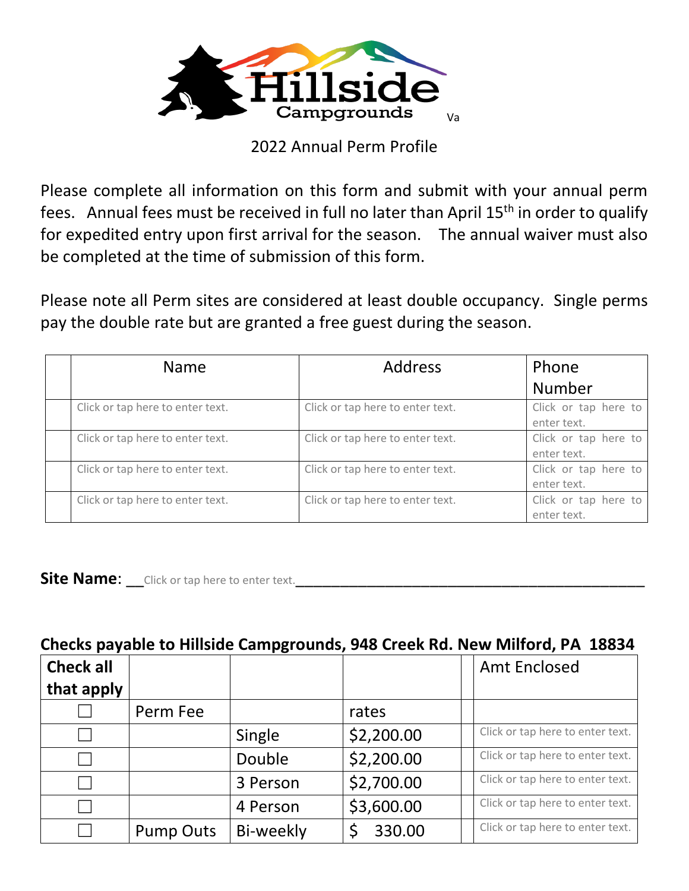Hillside Campgrounds Va

## 2022 Annual Perm Profile

Please complete all information on this form and submit with your annual perm fees. Annual fees must be received in full no later than April 15th in order to qualify for expedited entry upon first arrival for the season. The annual waiver must also be completed at the time of submission of this form.

Please note all Perm sites are considered at least double occupancy. Single perms pay the double rate but are granted a free guest during the season.

| | Name | Address | Phone Number |
|---|---|---|---|
| | Click or tap here to enter text. | Click or tap here to enter text. | Click or tap here to enter text. |
| | Click or tap here to enter text. | Click or tap here to enter text. | Click or tap here to enter text. |
| | Click or tap here to enter text. | Click or tap here to enter text. | Click or tap here to enter text. |
| | Click or tap here to enter text. | Click or tap here to enter text. | Click or tap here to enter text. |

**Site Name**: __Click or tap here to enter text.________________________________________

**Checks payable to Hillside Campgrounds, 948 Creek Rd. New Milford, PA 18834**

| Check all that apply | | | | | Amt Enclosed |
|---|---|---|---|---|---|
| ☐ | Perm Fee | | rates | | |
| ☐ | | Single | $2,200.00 | | Click or tap here to enter text. |
| ☐ | | Double | $2,200.00 | | Click or tap here to enter text. |
| ☐ | | 3 Person | $2,700.00 | | Click or tap here to enter text. |
| ☐ | | 4 Person | $3,600.00 | | Click or tap here to enter text. |
| ☐ | Pump Outs | Bi-weekly | $ 330.00 | | Click or tap here to enter text. |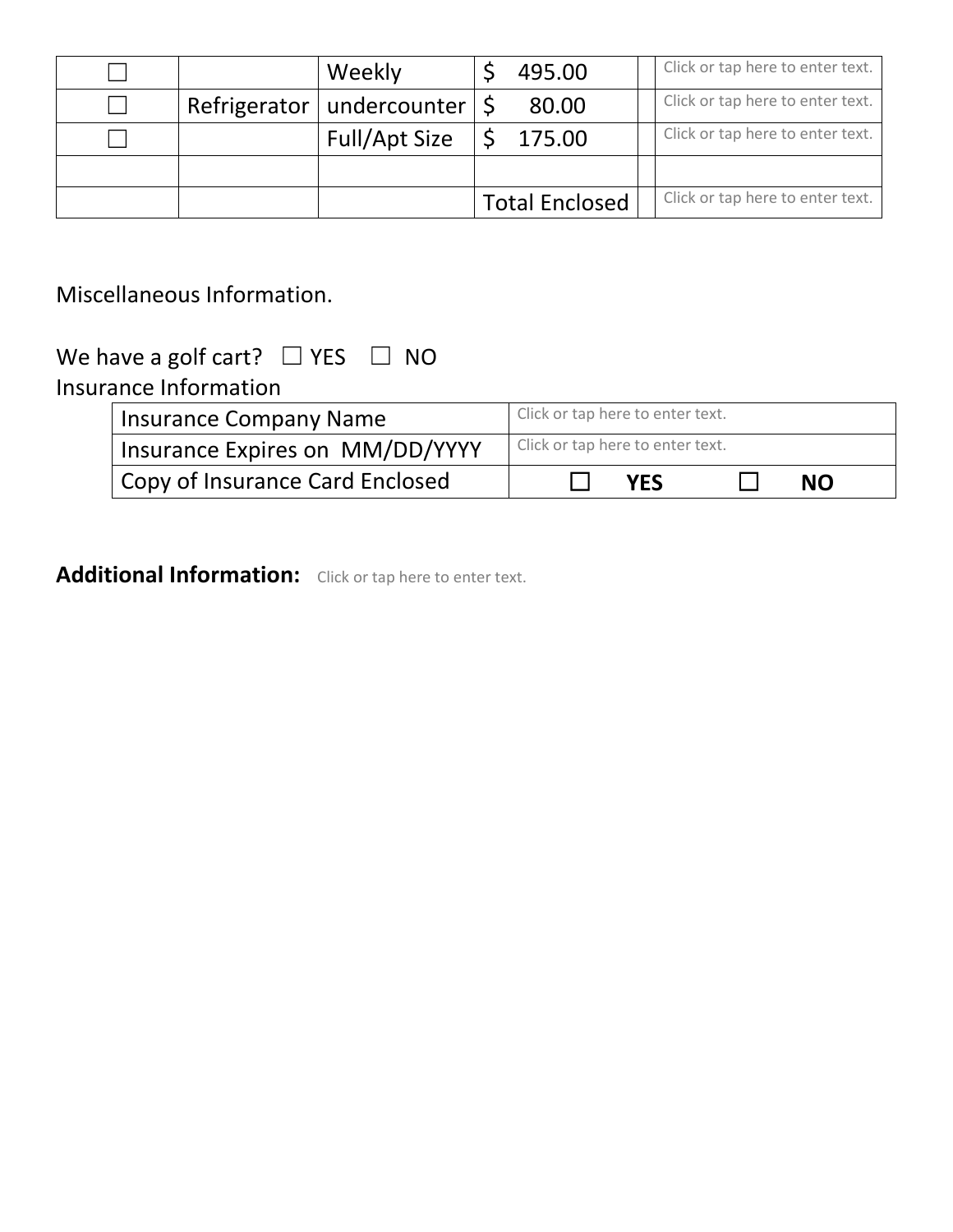| | | | | | |
|---|---|---|---|---|---|
| ☐ | | Weekly | $ 495.00 | | Click or tap here to enter text. |
| ☐ | Refrigerator | undercounter | $ 80.00 | | Click or tap here to enter text. |
| ☐ | | Full/Apt Size | $ 175.00 | | Click or tap here to enter text. |
| | | | | | |
| | | | Total Enclosed | | Click or tap here to enter text. |

Miscellaneous Information.

We have a golf cart? ☐ YES ☐ NO

Insurance Information

| | |
|---|---|
| Insurance Company Name | Click or tap here to enter text. |
| Insurance Expires on MM/DD/YYYY | Click or tap here to enter text. |
| Copy of Insurance Card Enclosed | ☐ **YES** ☐ **NO** |

**Additional Information:** Click or tap here to enter text.